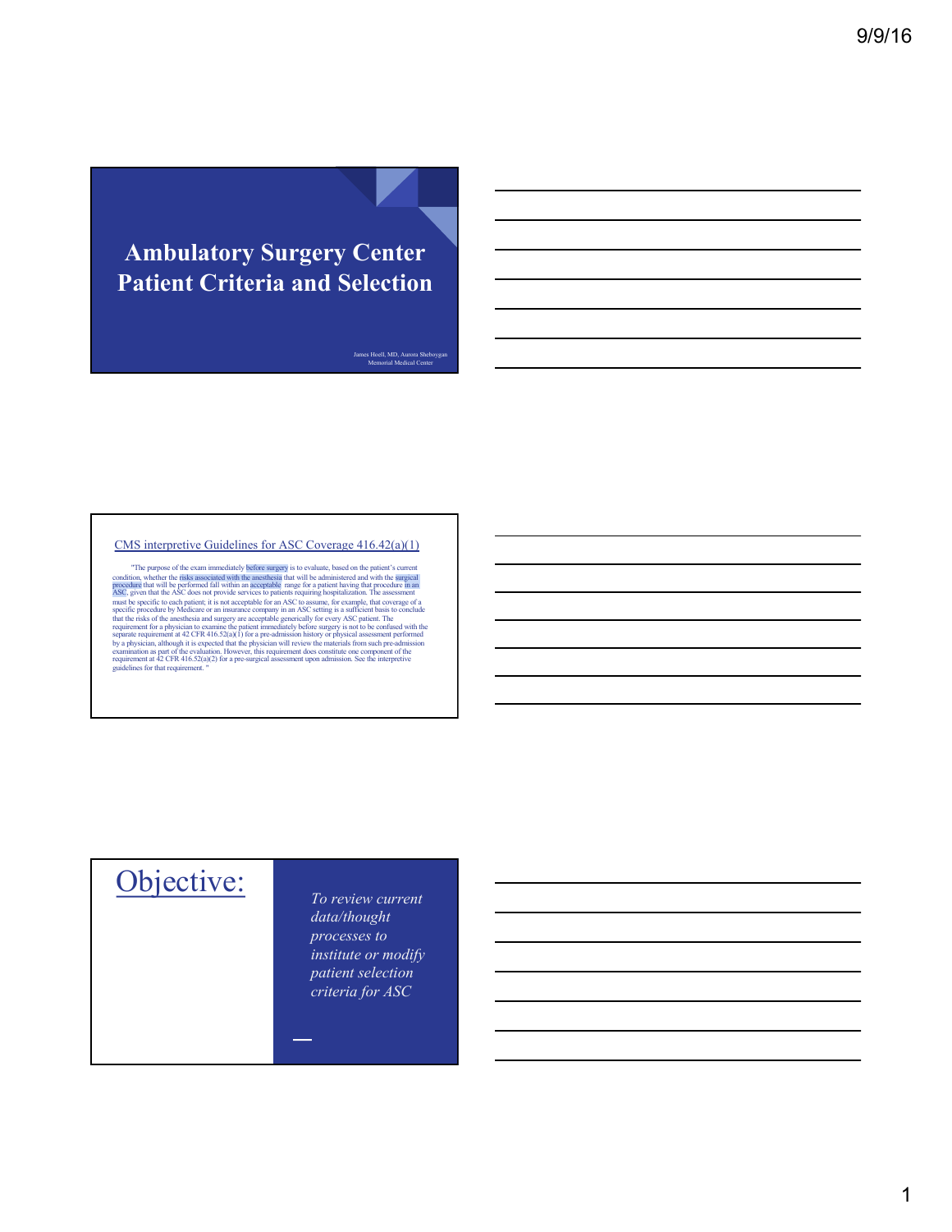# Ambulatory Surgery Center Patient Criteria and Selection

James Hoell, MD, Aurora Sheboygan Memorial Medical Center

## CMS interpretive Guidelines for ASC Coverage 416.42(a)(1)

"The purpose of the exam immediately before surgery is to evaluate, based on the patient's current condition, whether the risks associated with the anesthesia that will be administered and with the surgical procedure that will be performed fall within an acceptable range for a patient having that procedure in an ASC, given that the ASC does not provide services to patients requiring hospitalization. The assessment must be specific to each patient; it is not acceptable for an ASC to assume, for example, that coverage of a specific procedure by Medicare or an insurance company in an ASC setting is a sufficient basis to conclude that the risks of the anesthesia and surgery are acceptable generically for every ASC patient. The requirement for a physician to examine the patient immediately before surgery is not to be confused with the separate requirement at 42 CFR 416.52(a)(1) for a pre-admission history or physical assessment performed by a physician, although it is expected that the physician will review the materials from such pre-admission examination as part of the evaluation. However, this requirement does constitute one component of the requirement at 42 CFR 416.52(a)(2) for a pre-surgical assessment upon admission. See the interpretive guidelines for that requirement. "

## Objective:

*To review current data/thought processes to institute or modify patient selection criteria for ASC*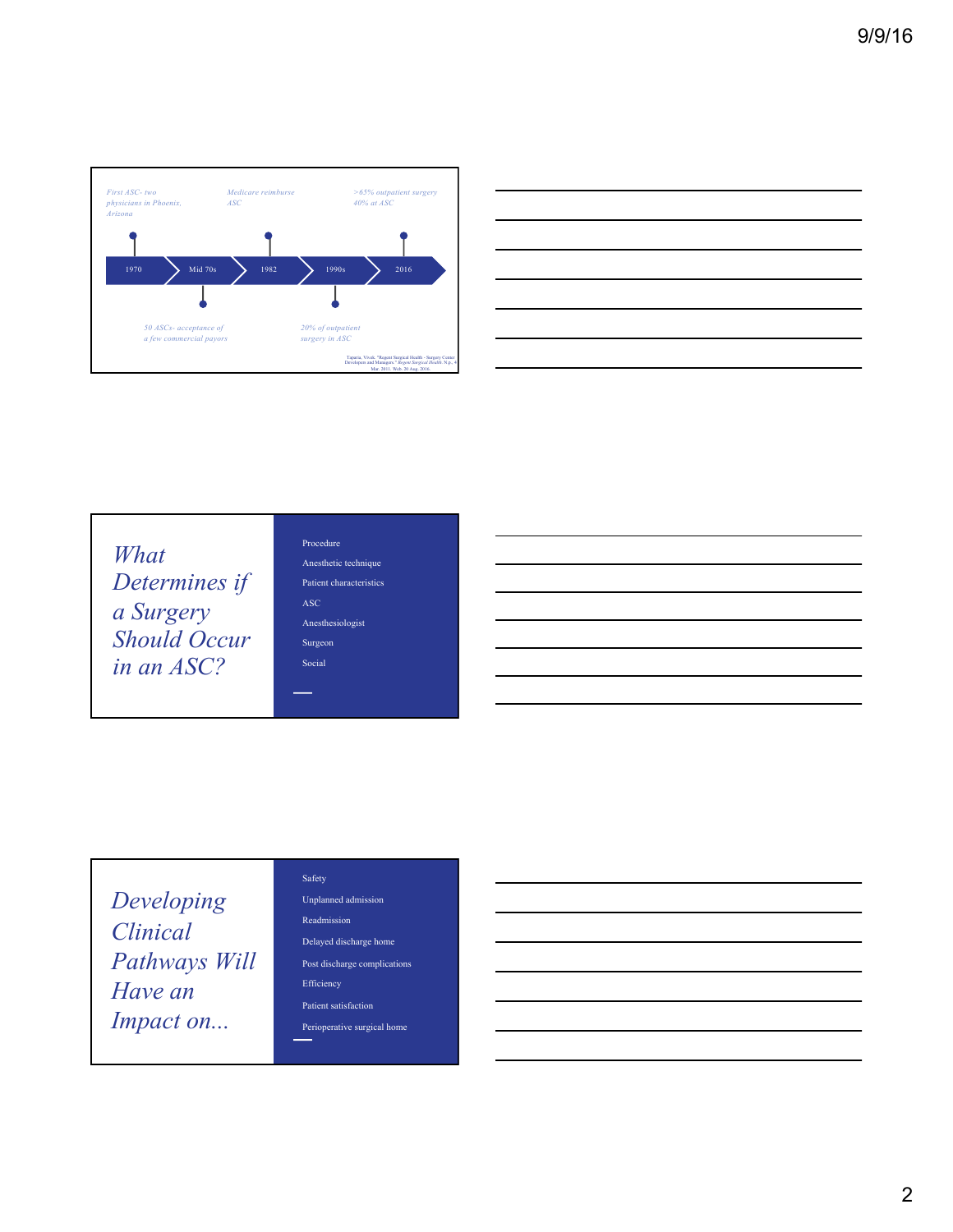- 1970 — First ASC- two physicians in Phoenix, Arizona
- Mid 70s — 50 ASCs- acceptance of a few commercial payors
- 1982 — Medicare reimburse ASC
- 1990s — 20% of outpatient surgery in ASC
- 2016 — >65% outpatient surgery 40% at ASC

Taparia, Vivek. "Regent Surgical Health - Surgery Center Developers and Managers." Regent Surgical Health. N.p., 4 Mar. 2011. Web. 20 Aug. 2016.

## What Determines if a Surgery Should Occur in an ASC?

- Procedure
- Anesthetic technique
- Patient characteristics
- ASC
- Anesthesiologist
- Surgeon
- Social

## Developing Clinical Pathways Will Have an Impact on...

- Safety
- Unplanned admission
- Readmission
- Delayed discharge home
- Post discharge complications
- Efficiency
- Patient satisfaction
- Perioperative surgical home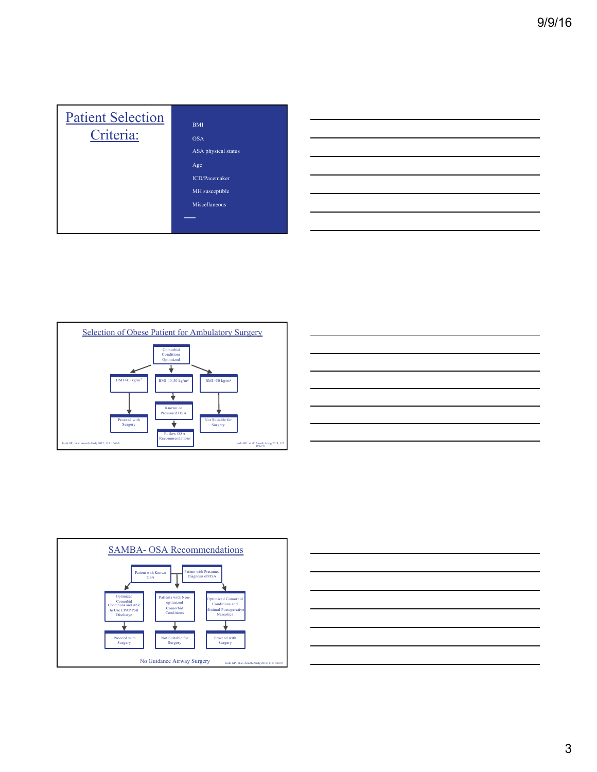## Patient Selection Criteria:

- BMI
- OSA
- ASA physical status
- Age
- ICD/Pacemaker
- MH susceptible
- Miscellaneous

## Selection of Obese Patient for Ambulatory Surgery

Comorbid Conditions Optimized

- BMI<40 kg/m² → Proceed with Surgery
- BMI 40-50 kg/m² → Known or Presumed OSA → Follow OSA Recommendations
- BMI>50 kg/m² → Not Suitable for Surgery

Joshi GP, et al: Anesth Analg 2012; 115: 1060-8

Joshi GP, et al: Anesth Analg 2013; 117: 1082-91

## SAMBA- OSA Recommendations

Patient with Known OSA / Patient with Presumed Diagnosis of OSA

- Optimized Comorbid Conditions and Able to Use CPAP Post Discharge → Proceed with Surgery
- Patients with Non-optimized Comorbid Conditions → Not Suitable for Surgery
- Optimized Comorbid Conditions and Minimal Postoperative Narcotics → Proceed with Surgery

No Guidance Airway Surgery

Joshi GP, et al: Anesth Analg 2012; 115: 1060-8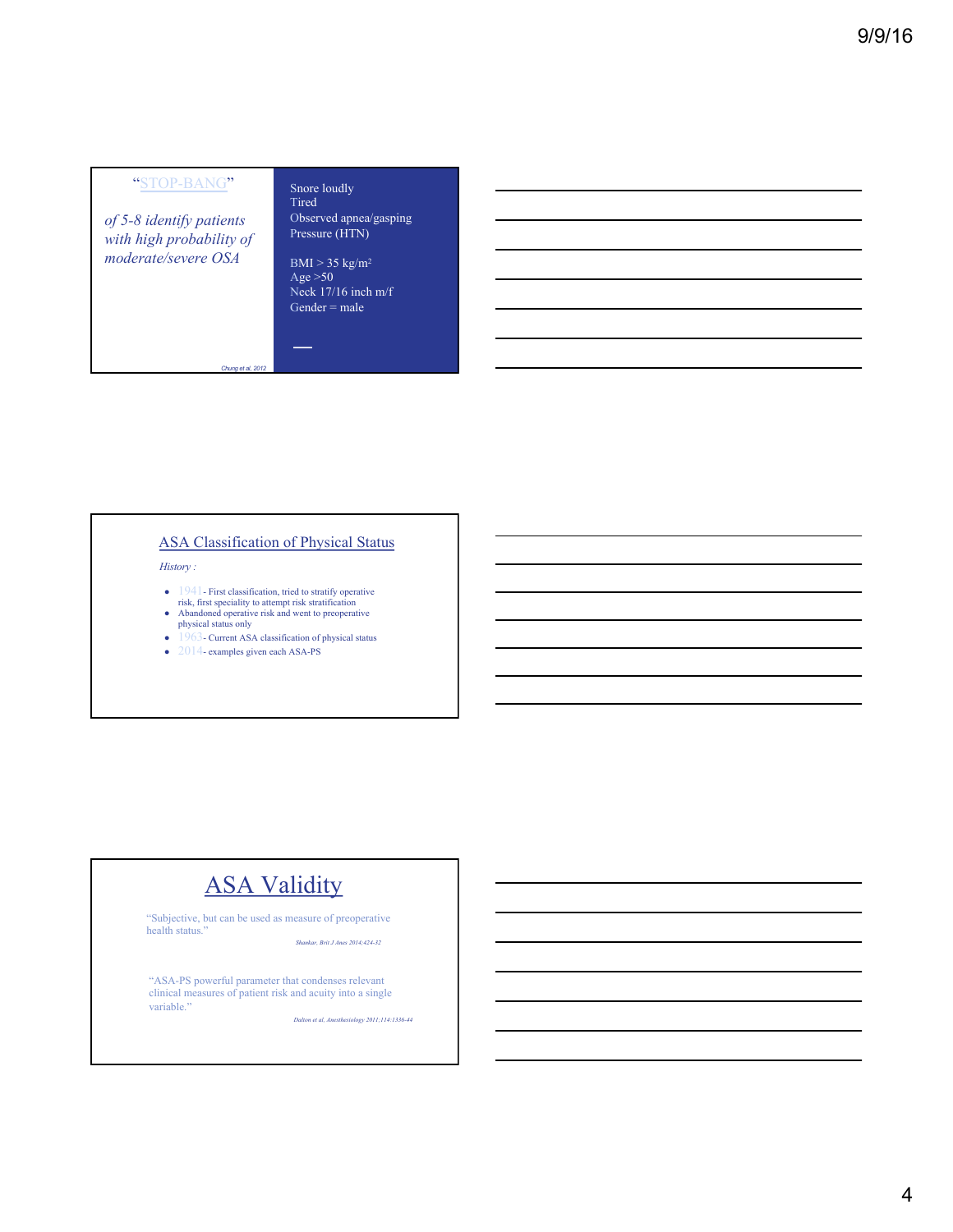## "STOP-BANG"

*of 5-8 identify patients with high probability of moderate/severe OSA*

Chung et al, 2012

Snore loudly
Tired
Observed apnea/gasping
Pressure (HTN)

BMI > 35 kg/m$^2$
Age >50
Neck 17/16 inch m/f
Gender = male

## ASA Classification of Physical Status

*History :*

- 1941- First classification, tried to stratify operative risk, first speciality to attempt risk stratification
- Abandoned operative risk and went to preoperative physical status only
- 1963- Current ASA classification of physical status
- 2014- examples given each ASA-PS

## ASA Validity

"Subjective, but can be used as measure of preoperative health status."

*Shankar, Brit J Anes 2014;424-32*

"ASA-PS powerful parameter that condenses relevant clinical measures of patient risk and acuity into a single variable."

*Dalton et al, Anesthesiology 2011;114:1336-44*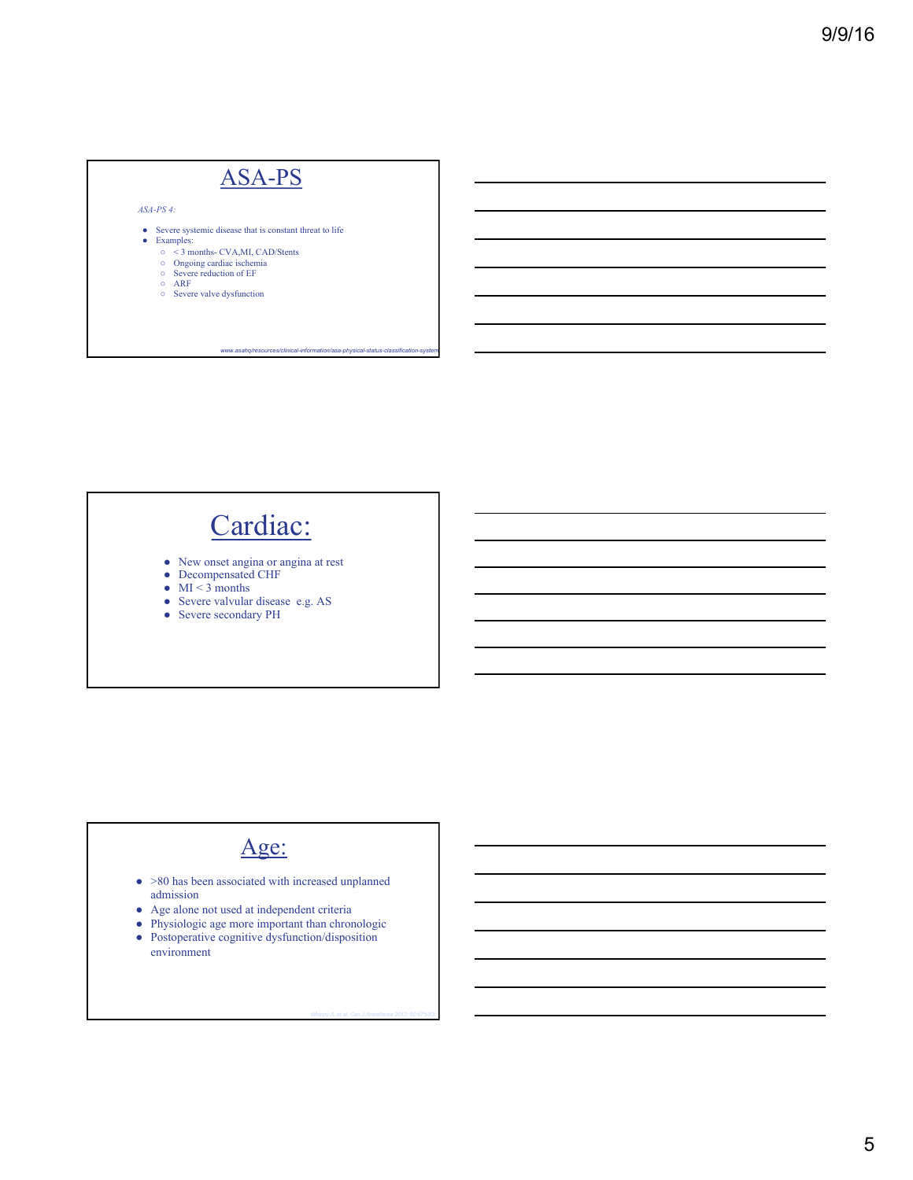## ASA-PS

*ASA-PS 4:*

- Severe systemic disease that is constant threat to life
- Examples:
  - < 3 months- CVA,MI, CAD/Stents
  - Ongoing cardiac ischemia
  - Severe reduction of EF
  - ARF
  - Severe valve dysfunction

*www.asahq/resources/clinical-information/asa-physical-status-classification-system*

## Cardiac:

- New onset angina or angina at rest
- Decompensated CHF
- MI < 3 months
- Severe valvular disease e.g. AS
- Severe secondary PH

## Age:

- >80 has been associated with increased unplanned admission
- Age alone not used at independent criteria
- Physiologic age more important than chronologic
- Postoperative cognitive dysfunction/disposition environment

*Whippy A, et al. Can J Anesthesia 2013; 60:675-83*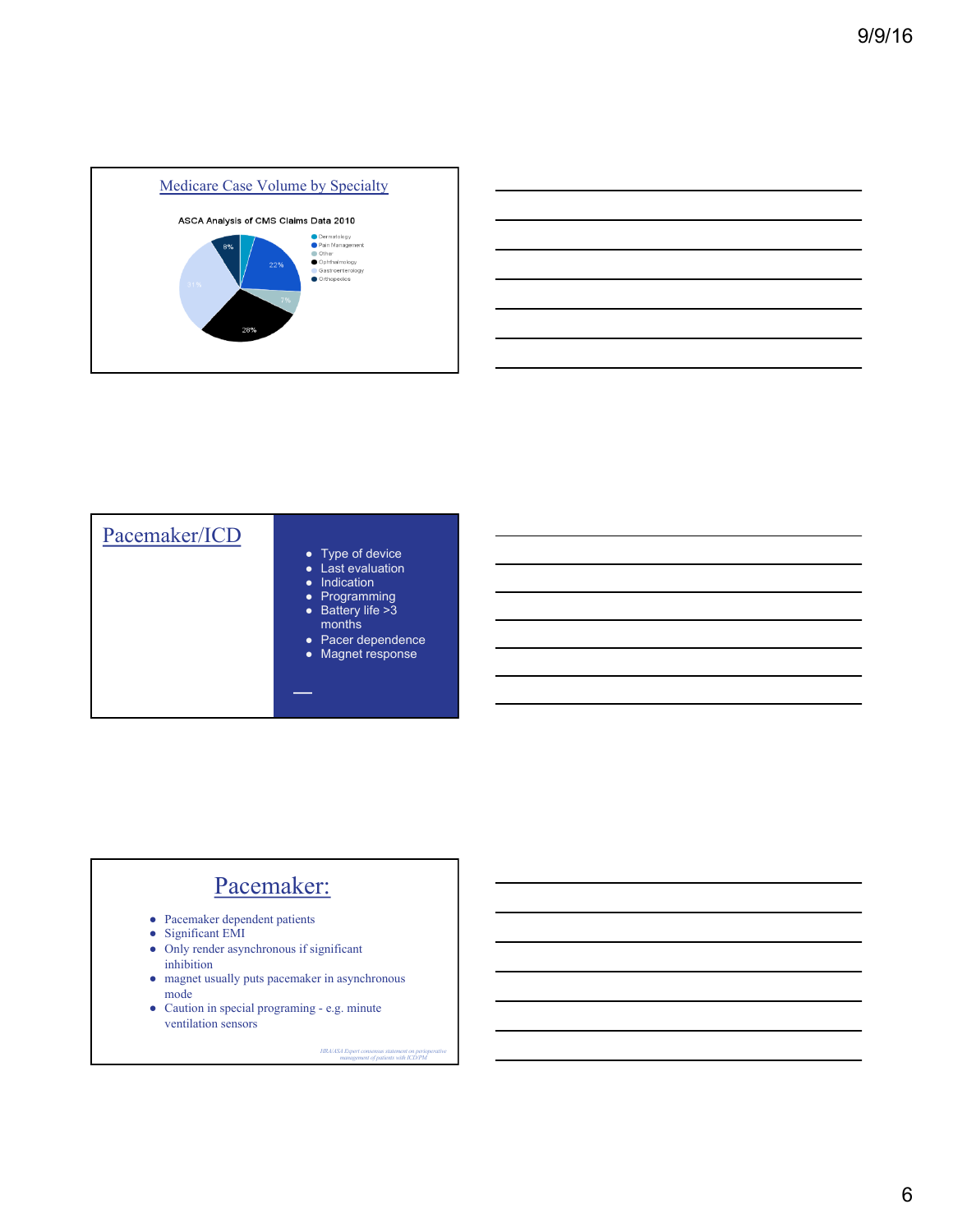## Medicare Case Volume by Specialty

ASCA Analysis of CMS Claims Data 2010

- Dermatology
- Pain Management
- Other
- Ophthalmology
- Gastroenterology
- Orthopedics

8%, 22%, 7%, 28%, 31%

## Pacemaker/ICD

- Type of device
- Last evaluation
- Indication
- Programming
- Battery life >3 months
- Pacer dependence
- Magnet response

## Pacemaker:

- Pacemaker dependent patients
- Significant EMI
- Only render asynchronous if significant inhibition
- magnet usually puts pacemaker in asynchronous mode
- Caution in special programing - e.g. minute ventilation sensors

*HRA/ASA Expert consensus statement on perioperative management of patients with ICD/PM*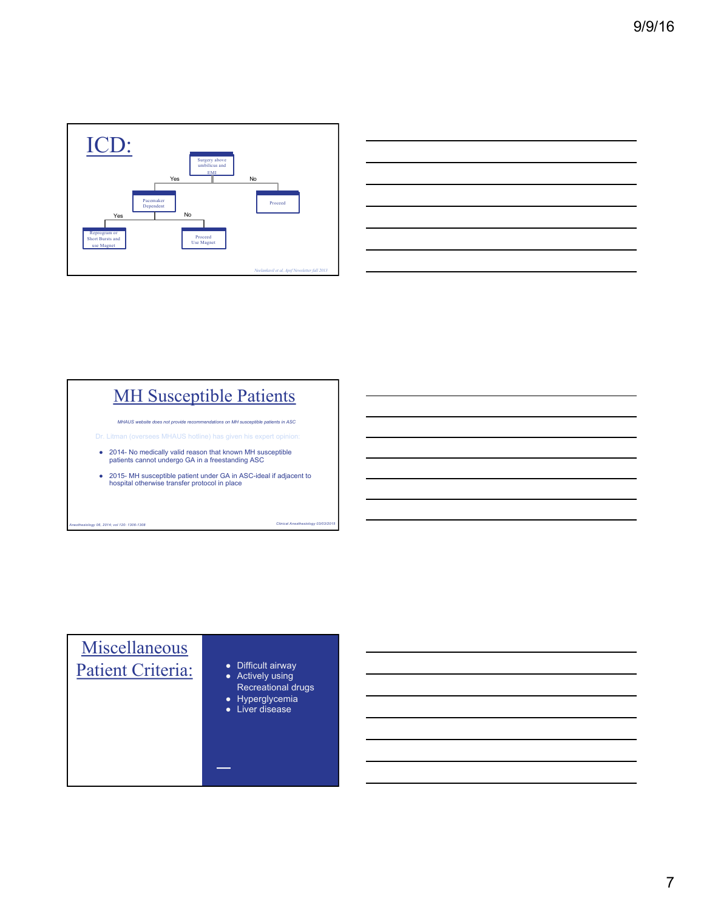# ICD:

- Surgery above umbilicus and EMI
  - Yes → Pacemaker Dependent
    - Yes → Reprogram or Short Bursts and use Magnet
    - No → Proceed Use Magnet
  - No → Proceed

*Neelankavil et al. Apsf Newsletter fall 2013*

# MH Susceptible Patients

*MHAUS website does not provide recommendations on MH susceptible patients in ASC*

Dr. Litman (oversees MHAUS hotline) has given his expert opinion:

- 2014- No medically valid reason that known MH susceptible patients cannot undergo GA in a freestanding ASC
- 2015- MH susceptible patient under GA in ASC-ideal if adjacent to hospital otherwise transfer protocol in place

*Anesthesiology 06, 2014; vol 120: 1306-1308*

*Clinical Anesthesiology 03/03/2015*

# Miscellaneous Patient Criteria:

- Difficult airway
- Actively using Recreational drugs
- Hyperglycemia
- Liver disease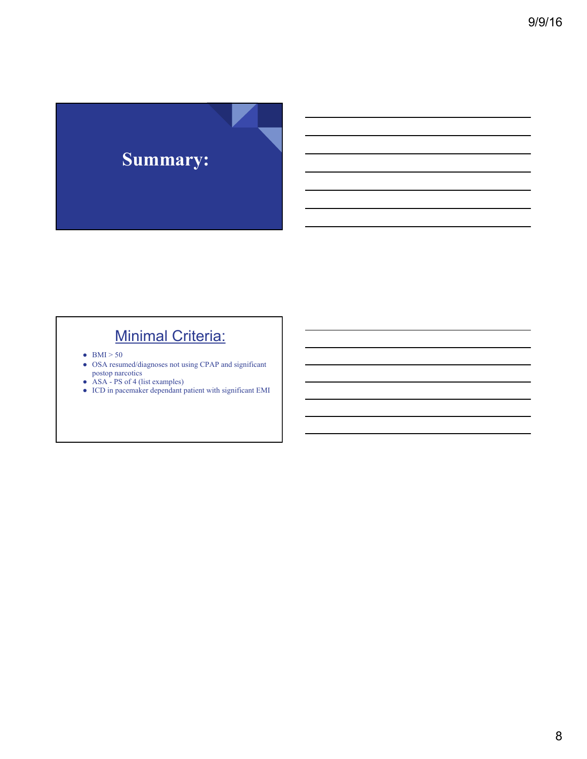# Summary:

## Minimal Criteria:

- BMI > 50
- OSA resumed/diagnoses not using CPAP and significant postop narcotics
- ASA - PS of 4 (list examples)
- ICD in pacemaker dependant patient with significant EMI